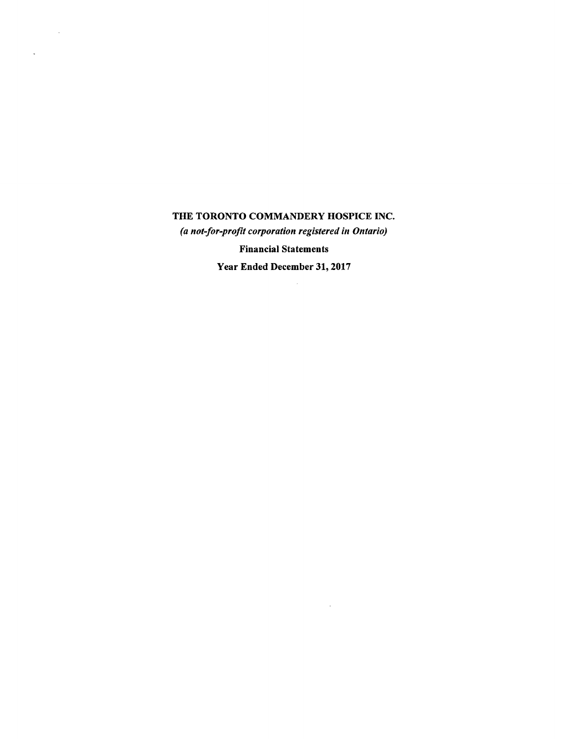# THE TORONTO COMMANDERY HOSPICE INC.

*(a not-for-profit corporation registered in Ontario)*

**Financial Statements**

**Year Ended December 31, 2017**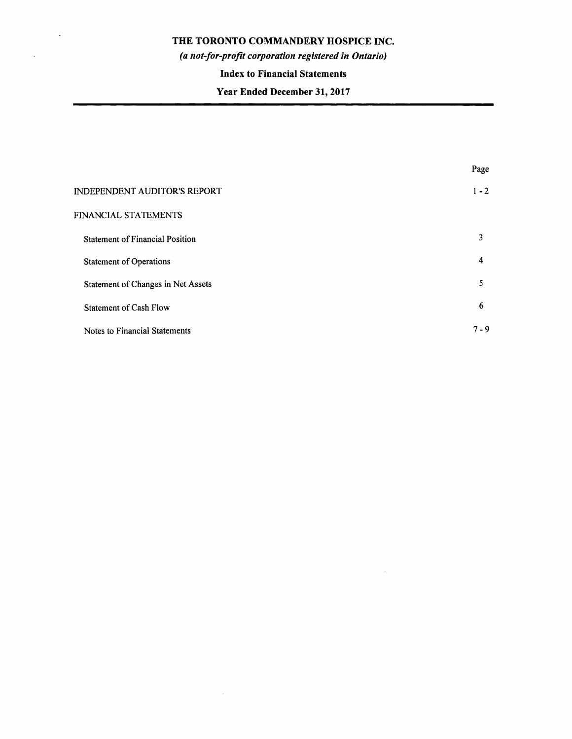# THE TORONTO COMMANDERY HOSPICE INC.

***(a not-for-profit corporation registered in Ontario)***

## Index to Financial Statements

## Year Ended December 31, 2017

| | Page |
|---|---|
| INDEPENDENT AUDITOR'S REPORT | 1 - 2 |
| FINANCIAL STATEMENTS | |
| Statement of Financial Position | 3 |
| Statement of Operations | 4 |
| Statement of Changes in Net Assets | 5 |
| Statement of Cash Flow | 6 |
| Notes to Financial Statements | 7 - 9 |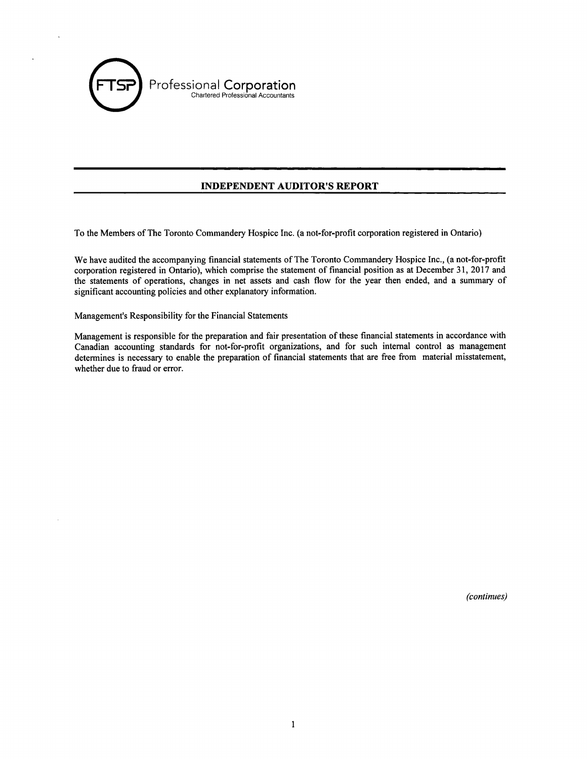FTSP Professional Corporation
Chartered Professional Accountants

## INDEPENDENT AUDITOR'S REPORT

To the Members of The Toronto Commandery Hospice Inc. (a not-for-profit corporation registered in Ontario)

We have audited the accompanying financial statements of The Toronto Commandery Hospice Inc., (a not-for-profit corporation registered in Ontario), which comprise the statement of financial position as at December 31, 2017 and the statements of operations, changes in net assets and cash flow for the year then ended, and a summary of significant accounting policies and other explanatory information.

Management's Responsibility for the Financial Statements

Management is responsible for the preparation and fair presentation of these financial statements in accordance with Canadian accounting standards for not-for-profit organizations, and for such internal control as management determines is necessary to enable the preparation of financial statements that are free from material misstatement, whether due to fraud or error.

*(continues)*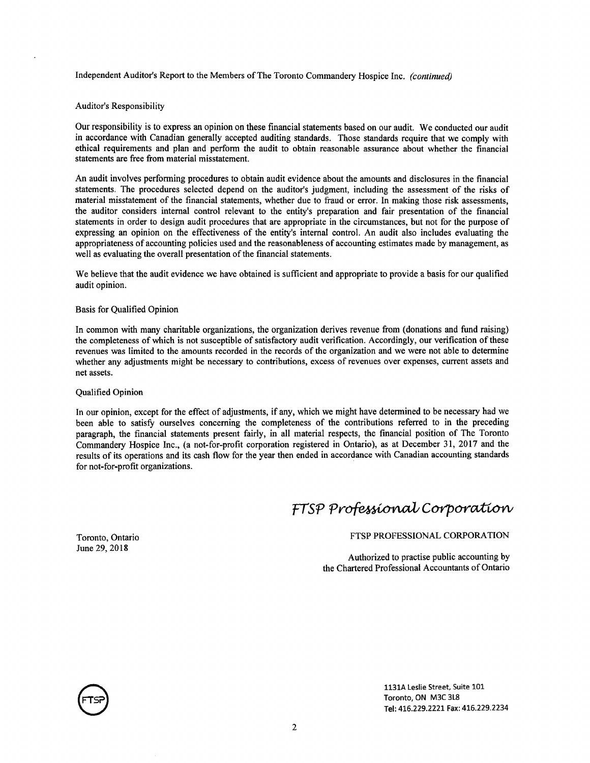Independent Auditor's Report to the Members of The Toronto Commandery Hospice Inc. *(continued)*

### Auditor's Responsibility

Our responsibility is to express an opinion on these financial statements based on our audit. We conducted our audit in accordance with Canadian generally accepted auditing standards. Those standards require that we comply with ethical requirements and plan and perform the audit to obtain reasonable assurance about whether the financial statements are free from material misstatement.

An audit involves performing procedures to obtain audit evidence about the amounts and disclosures in the financial statements. The procedures selected depend on the auditor's judgment, including the assessment of the risks of material misstatement of the financial statements, whether due to fraud or error. In making those risk assessments, the auditor considers internal control relevant to the entity's preparation and fair presentation of the financial statements in order to design audit procedures that are appropriate in the circumstances, but not for the purpose of expressing an opinion on the effectiveness of the entity's internal control. An audit also includes evaluating the appropriateness of accounting policies used and the reasonableness of accounting estimates made by management, as well as evaluating the overall presentation of the financial statements.

We believe that the audit evidence we have obtained is sufficient and appropriate to provide a basis for our qualified audit opinion.

### Basis for Qualified Opinion

In common with many charitable organizations, the organization derives revenue from (donations and fund raising) the completeness of which is not susceptible of satisfactory audit verification. Accordingly, our verification of these revenues was limited to the amounts recorded in the records of the organization and we were not able to determine whether any adjustments might be necessary to contributions, excess of revenues over expenses, current assets and net assets.

### Qualified Opinion

In our opinion, except for the effect of adjustments, if any, which we might have determined to be necessary had we been able to satisfy ourselves concerning the completeness of the contributions referred to in the preceding paragraph, the financial statements present fairly, in all material respects, the financial position of The Toronto Commandery Hospice Inc., (a not-for-profit corporation registered in Ontario), as at December 31, 2017 and the results of its operations and its cash flow for the year then ended in accordance with Canadian accounting standards for not-for-profit organizations.

*FTSP Professional Corporation*

Toronto, Ontario
June 29, 2018

FTSP PROFESSIONAL CORPORATION

Authorized to practise public accounting by the Chartered Professional Accountants of Ontario

1131A Leslie Street, Suite 101
Toronto, ON M3C 3L8
Tel: 416.229.2221 Fax: 416.229.2234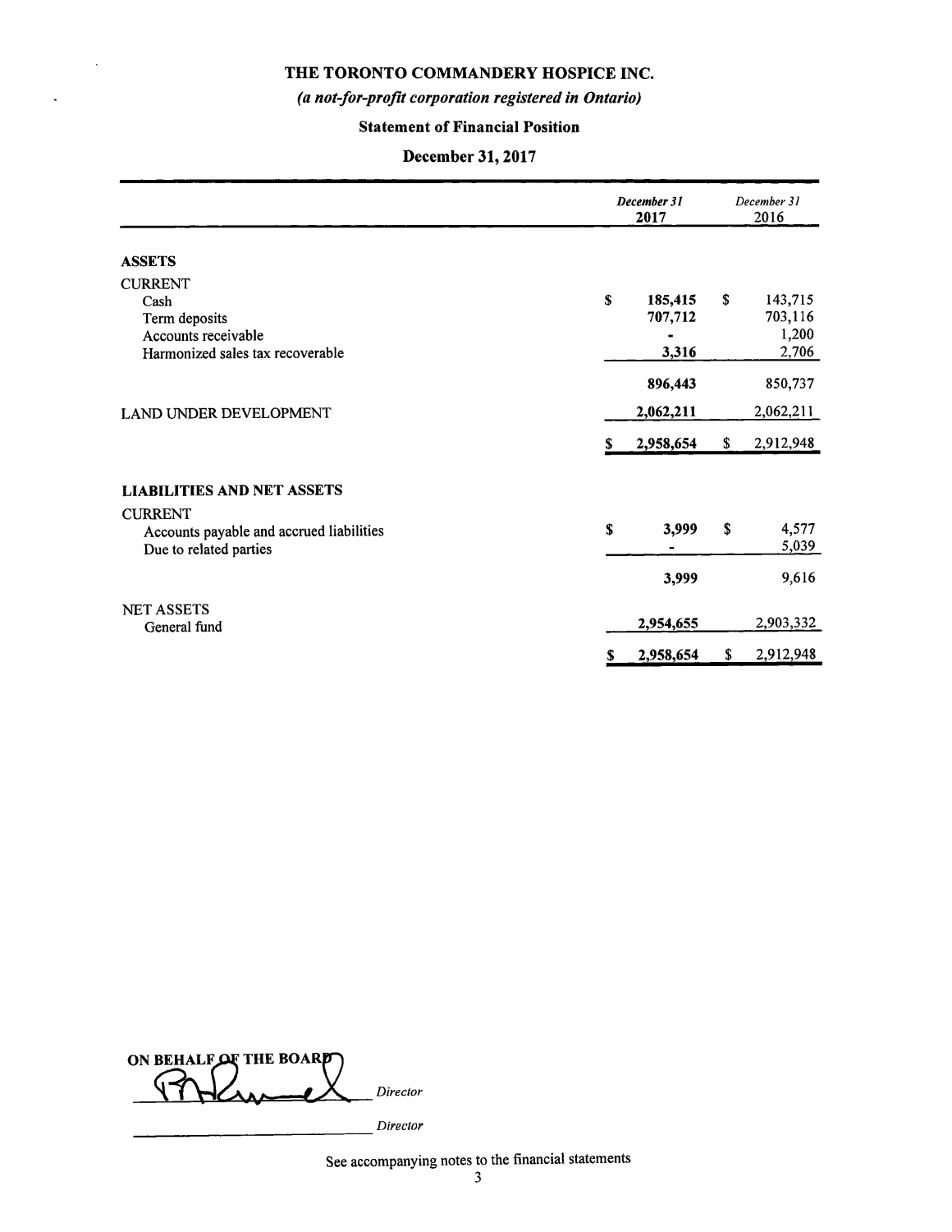# THE TORONTO COMMANDERY HOSPICE INC.

***(a not-for-profit corporation registered in Ontario)***

## Statement of Financial Position

## December 31, 2017

| | *December 31* **2017** | *December 31* 2016 |
|---|---|---|
| **ASSETS** | | |
| CURRENT | | |
| Cash | $ **185,415** | $ 143,715 |
| Term deposits | **707,712** | 703,116 |
| Accounts receivable | **-** | 1,200 |
| Harmonized sales tax recoverable | **3,316** | 2,706 |
| | **896,443** | 850,737 |
| LAND UNDER DEVELOPMENT | **2,062,211** | 2,062,211 |
| | $ **2,958,654** | $ 2,912,948 |
| **LIABILITIES AND NET ASSETS** | | |
| CURRENT | | |
| Accounts payable and accrued liabilities | $ **3,999** | $ 4,577 |
| Due to related parties | **-** | 5,039 |
| | **3,999** | 9,616 |
| NET ASSETS | | |
| General fund | **2,954,655** | 2,903,332 |
| | $ **2,958,654** | $ 2,912,948 |

**ON BEHALF OF THE BOARD**

_______________ *Director*

_______________ *Director*

See accompanying notes to the financial statements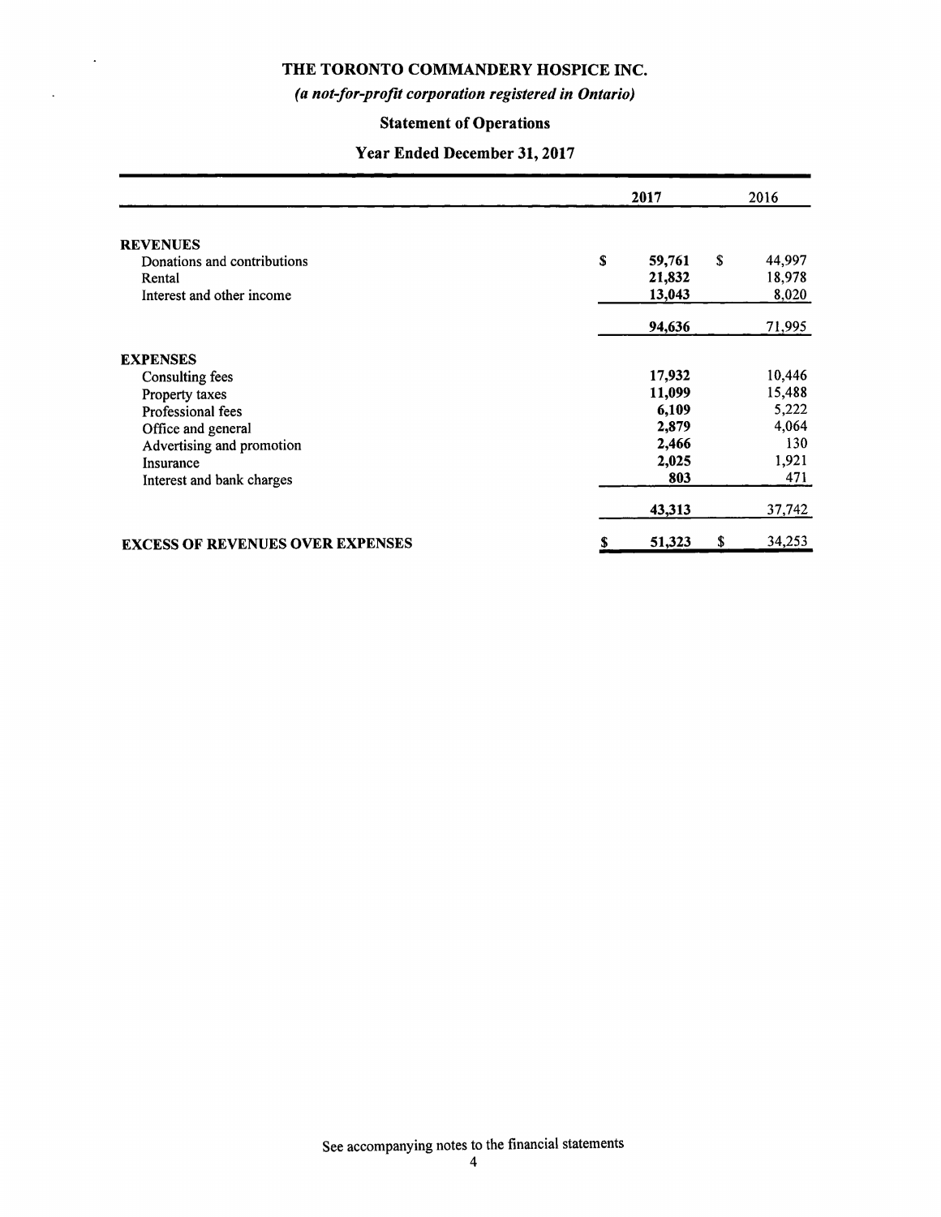# THE TORONTO COMMANDERY HOSPICE INC.

*(a not-for-profit corporation registered in Ontario)*

## Statement of Operations

### Year Ended December 31, 2017

| | 2017 | 2016 |
|---|---|---|
| **REVENUES** | | |
| Donations and contributions | $ **59,761** | $ 44,997 |
| Rental | **21,832** | 18,978 |
| Interest and other income | **13,043** | 8,020 |
| | **94,636** | 71,995 |
| **EXPENSES** | | |
| Consulting fees | **17,932** | 10,446 |
| Property taxes | **11,099** | 15,488 |
| Professional fees | **6,109** | 5,222 |
| Office and general | **2,879** | 4,064 |
| Advertising and promotion | **2,466** | 130 |
| Insurance | **2,025** | 1,921 |
| Interest and bank charges | **803** | 471 |
| | **43,313** | 37,742 |
| **EXCESS OF REVENUES OVER EXPENSES** | $ **51,323** | $ 34,253 |

See accompanying notes to the financial statements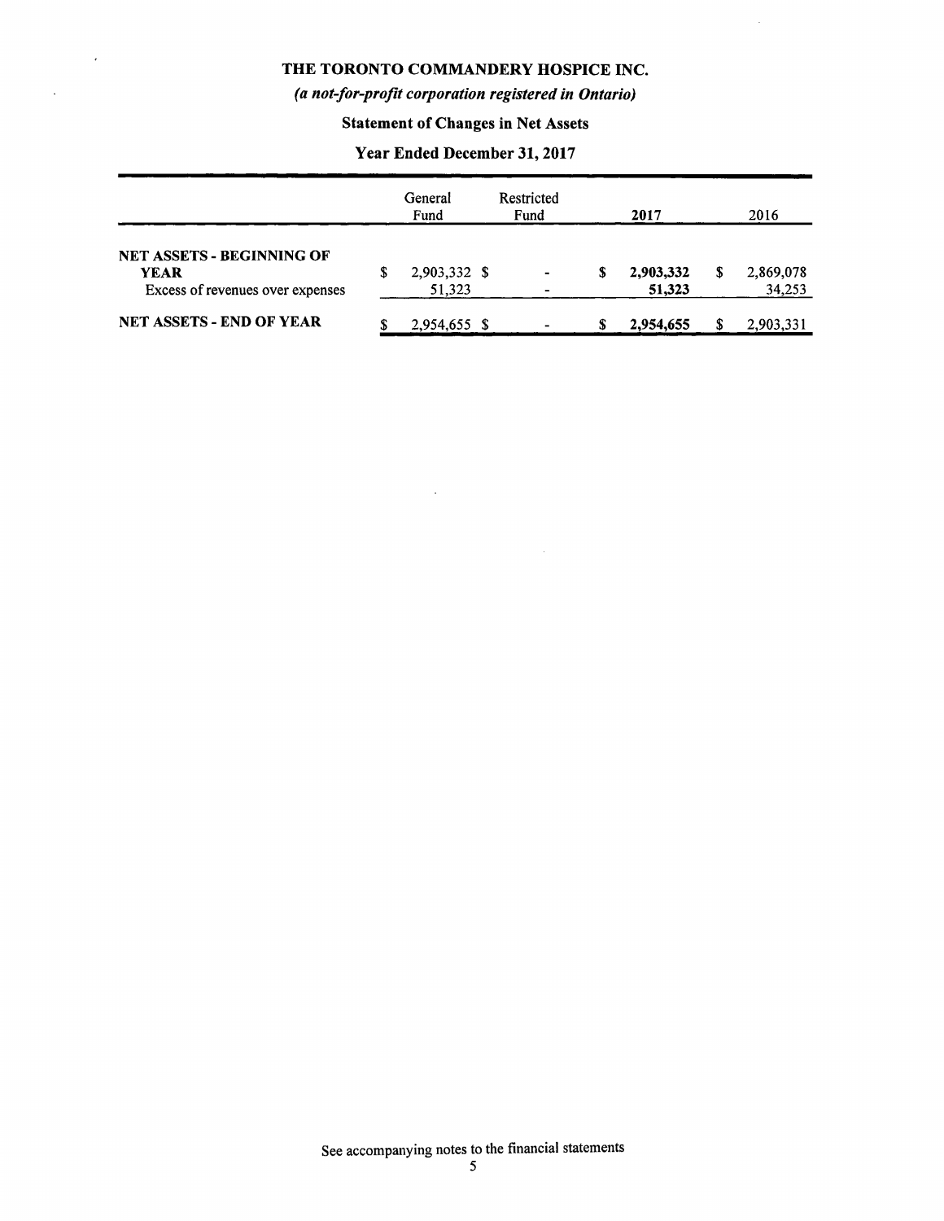# THE TORONTO COMMANDERY HOSPICE INC.

*(a not-for-profit corporation registered in Ontario)*

## Statement of Changes in Net Assets

### Year Ended December 31, 2017

| | General Fund | Restricted Fund | 2017 | 2016 |
|---|---|---|---|---|
| **NET ASSETS - BEGINNING OF YEAR** | $ 2,903,332 | $ - | $ **2,903,332** | $ 2,869,078 |
| Excess of revenues over expenses | 51,323 | - | **51,323** | 34,253 |
| **NET ASSETS - END OF YEAR** | $ 2,954,655 | $ - | $ **2,954,655** | $ 2,903,331 |

See accompanying notes to the financial statements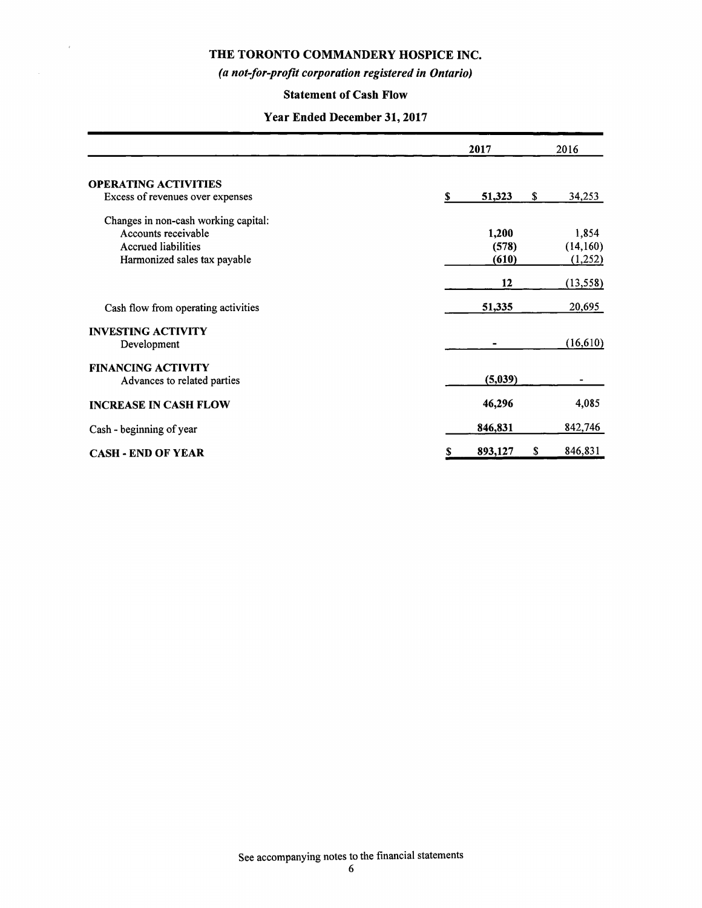# THE TORONTO COMMANDERY HOSPICE INC.

***(a not-for-profit corporation registered in Ontario)***

## Statement of Cash Flow

### Year Ended December 31, 2017

| | 2017 | 2016 |
|---|---|---|
| **OPERATING ACTIVITIES** | | |
| Excess of revenues over expenses | **$ 51,323** | $ 34,253 |
| Changes in non-cash working capital: | | |
| Accounts receivable | **1,200** | 1,854 |
| Accrued liabilities | **(578)** | (14,160) |
| Harmonized sales tax payable | **(610)** | (1,252) |
| | **12** | (13,558) |
| Cash flow from operating activities | **51,335** | 20,695 |
| **INVESTING ACTIVITY** | | |
| Development | **-** | (16,610) |
| **FINANCING ACTIVITY** | | |
| Advances to related parties | **(5,039)** | - |
| **INCREASE IN CASH FLOW** | **46,296** | 4,085 |
| Cash - beginning of year | **846,831** | 842,746 |
| **CASH - END OF YEAR** | **$ 893,127** | $ 846,831 |

See accompanying notes to the financial statements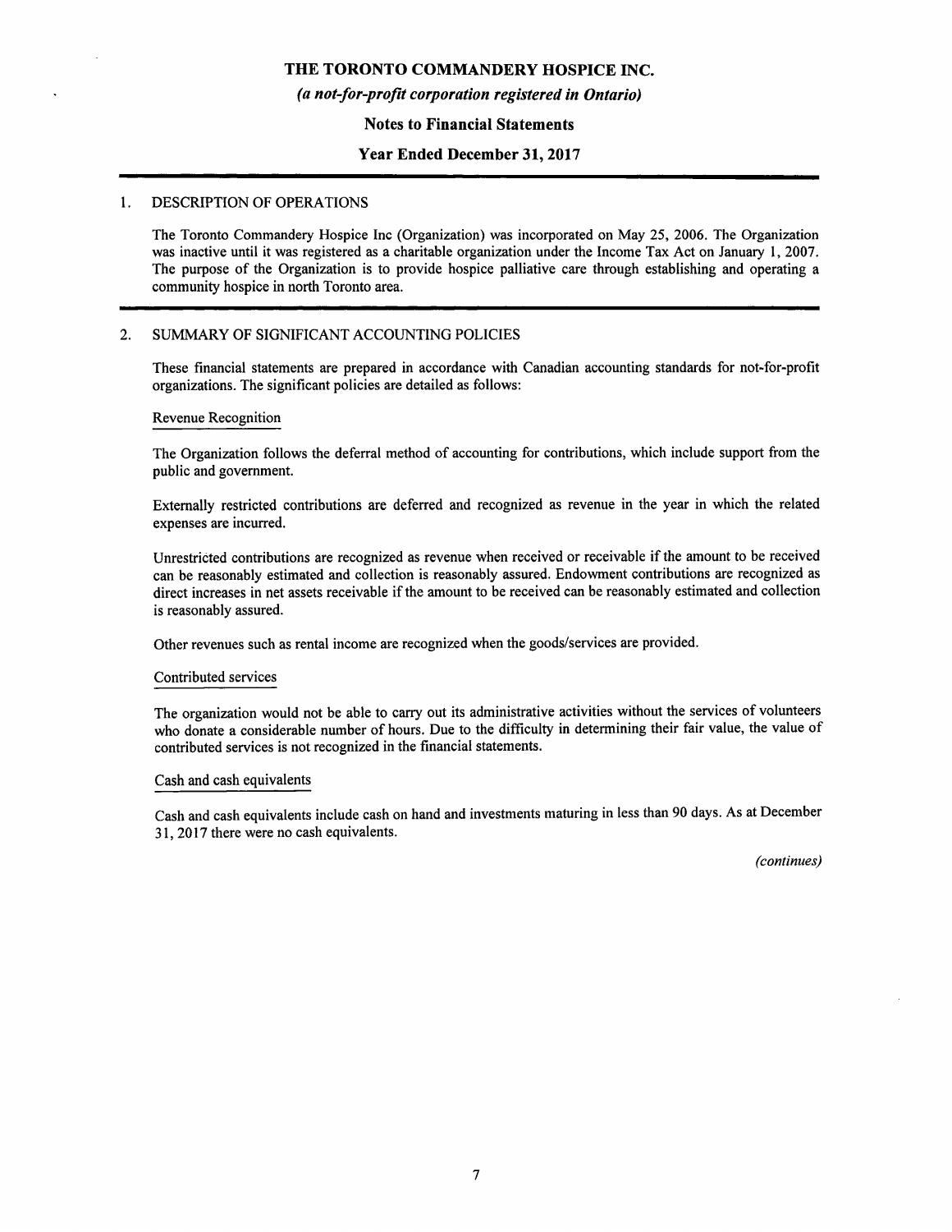# THE TORONTO COMMANDERY HOSPICE INC.

*(a not-for-profit corporation registered in Ontario)*

**Notes to Financial Statements**

**Year Ended December 31, 2017**

## 1. DESCRIPTION OF OPERATIONS

The Toronto Commandery Hospice Inc (Organization) was incorporated on May 25, 2006. The Organization was inactive until it was registered as a charitable organization under the Income Tax Act on January 1, 2007. The purpose of the Organization is to provide hospice palliative care through establishing and operating a community hospice in north Toronto area.

## 2. SUMMARY OF SIGNIFICANT ACCOUNTING POLICIES

These financial statements are prepared in accordance with Canadian accounting standards for not-for-profit organizations. The significant policies are detailed as follows:

### Revenue Recognition

The Organization follows the deferral method of accounting for contributions, which include support from the public and government.

Externally restricted contributions are deferred and recognized as revenue in the year in which the related expenses are incurred.

Unrestricted contributions are recognized as revenue when received or receivable if the amount to be received can be reasonably estimated and collection is reasonably assured. Endowment contributions are recognized as direct increases in net assets receivable if the amount to be received can be reasonably estimated and collection is reasonably assured.

Other revenues such as rental income are recognized when the goods/services are provided.

### Contributed services

The organization would not be able to carry out its administrative activities without the services of volunteers who donate a considerable number of hours. Due to the difficulty in determining their fair value, the value of contributed services is not recognized in the financial statements.

### Cash and cash equivalents

Cash and cash equivalents include cash on hand and investments maturing in less than 90 days. As at December 31, 2017 there were no cash equivalents.

*(continues)*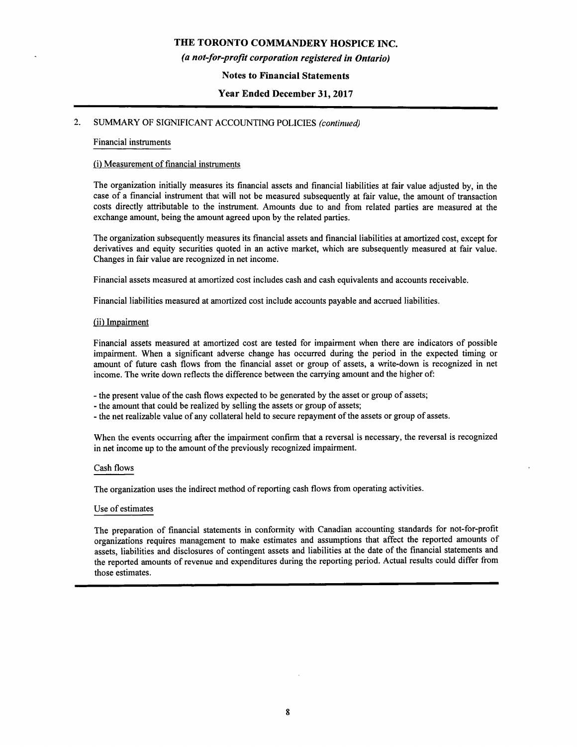## 2. SUMMARY OF SIGNIFICANT ACCOUNTING POLICIES *(continued)*

### Financial instruments

#### (i) Measurement of financial instruments

The organization initially measures its financial assets and financial liabilities at fair value adjusted by, in the case of a financial instrument that will not be measured subsequently at fair value, the amount of transaction costs directly attributable to the instrument. Amounts due to and from related parties are measured at the exchange amount, being the amount agreed upon by the related parties.

The organization subsequently measures its financial assets and financial liabilities at amortized cost, except for derivatives and equity securities quoted in an active market, which are subsequently measured at fair value. Changes in fair value are recognized in net income.

Financial assets measured at amortized cost includes cash and cash equivalents and accounts receivable.

Financial liabilities measured at amortized cost include accounts payable and accrued liabilities.

#### (ii) Impairment

Financial assets measured at amortized cost are tested for impairment when there are indicators of possible impairment. When a significant adverse change has occurred during the period in the expected timing or amount of future cash flows from the financial asset or group of assets, a write-down is recognized in net income. The write down reflects the difference between the carrying amount and the higher of:

- the present value of the cash flows expected to be generated by the asset or group of assets;
- the amount that could be realized by selling the assets or group of assets;
- the net realizable value of any collateral held to secure repayment of the assets or group of assets.

When the events occurring after the impairment confirm that a reversal is necessary, the reversal is recognized in net income up to the amount of the previously recognized impairment.

### Cash flows

The organization uses the indirect method of reporting cash flows from operating activities.

### Use of estimates

The preparation of financial statements in conformity with Canadian accounting standards for not-for-profit organizations requires management to make estimates and assumptions that affect the reported amounts of assets, liabilities and disclosures of contingent assets and liabilities at the date of the financial statements and the reported amounts of revenue and expenditures during the reporting period. Actual results could differ from those estimates.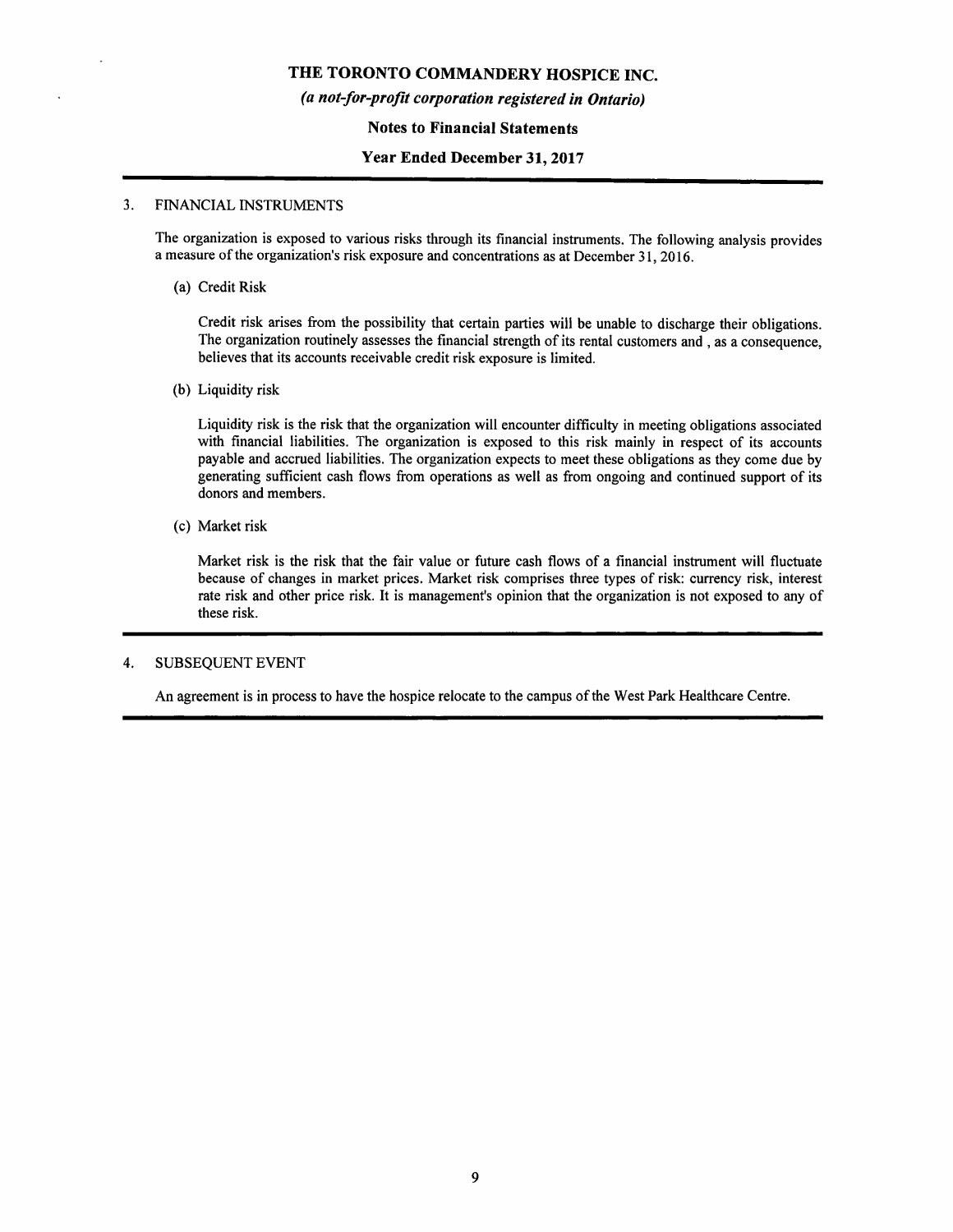# THE TORONTO COMMANDERY HOSPICE INC.

*(a not-for-profit corporation registered in Ontario)*

**Notes to Financial Statements**

**Year Ended December 31, 2017**

## 3. FINANCIAL INSTRUMENTS

The organization is exposed to various risks through its financial instruments. The following analysis provides a measure of the organization's risk exposure and concentrations as at December 31, 2016.

(a) Credit Risk

Credit risk arises from the possibility that certain parties will be unable to discharge their obligations. The organization routinely assesses the financial strength of its rental customers and , as a consequence, believes that its accounts receivable credit risk exposure is limited.

(b) Liquidity risk

Liquidity risk is the risk that the organization will encounter difficulty in meeting obligations associated with financial liabilities. The organization is exposed to this risk mainly in respect of its accounts payable and accrued liabilities. The organization expects to meet these obligations as they come due by generating sufficient cash flows from operations as well as from ongoing and continued support of its donors and members.

(c) Market risk

Market risk is the risk that the fair value or future cash flows of a financial instrument will fluctuate because of changes in market prices. Market risk comprises three types of risk: currency risk, interest rate risk and other price risk. It is management's opinion that the organization is not exposed to any of these risk.

## 4. SUBSEQUENT EVENT

An agreement is in process to have the hospice relocate to the campus of the West Park Healthcare Centre.